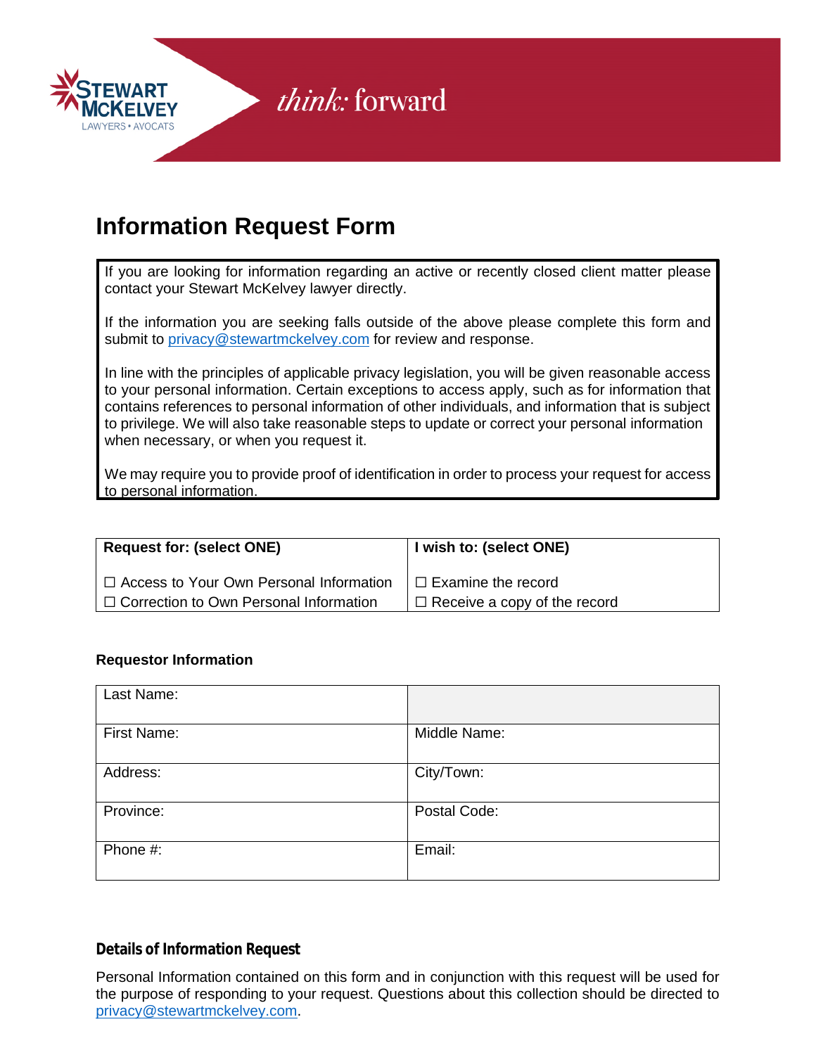# Information Request Form

If you are looking for information regarding an active or recently closed client matter please contact your Stewart McKelvey lawyer directly.

If the information you are seeking falls outside of the above please complete this form and submit to privacy@stewartmckelvey.com for review and response.

In line with the principles of applicable privacy legislation, you will be given reasonable access to your personal information. Certain exceptions to access apply, such as for information that contains references to personal information of other individuals, and information that is subject to privilege. We will also take reasonable steps to update or correct your personal information when necessary, or when you request it.

We may require you to provide proof of identification in order to process your request for access to personal information.

| **Request for: (select ONE)** | **I wish to: (select ONE)** |
|---|---|
| ☐ Access to Your Own Personal Information<br>☐ Correction to Own Personal Information | ☐ Examine the record<br>☐ Receive a copy of the record |

**Requestor Information**

| Last Name: | |
|---|---|
| First Name: | Middle Name: |
| Address: | City/Town: |
| Province: | Postal Code: |
| Phone #: | Email: |

**Details of Information Request**

Personal Information contained on this form and in conjunction with this request will be used for the purpose of responding to your request. Questions about this collection should be directed to privacy@stewartmckelvey.com.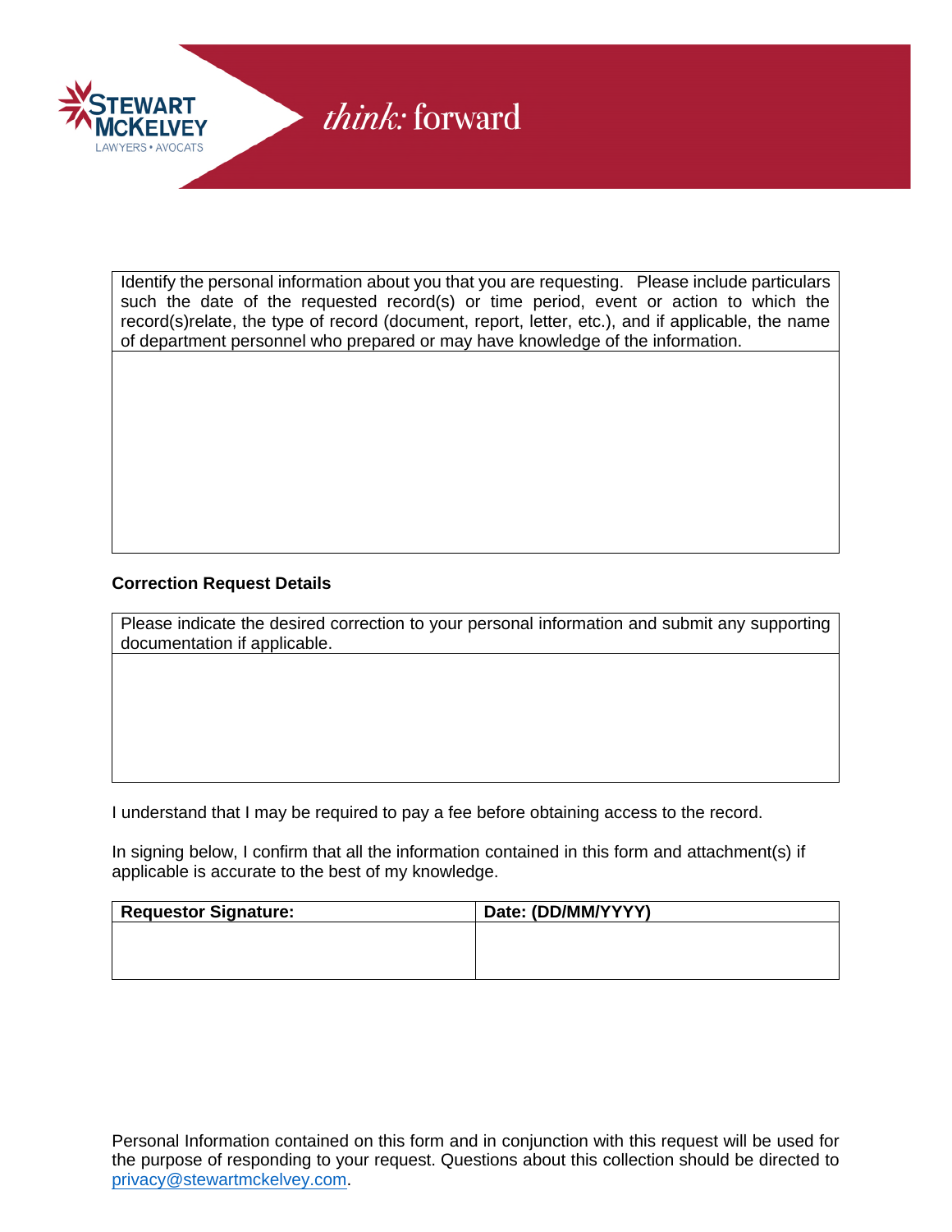| Identify the personal information about you that you are requesting. Please include particulars such the date of the requested record(s) or time period, event or action to which the record(s)relate, the type of record (document, report, letter, etc.), and if applicable, the name of department personnel who prepared or may have knowledge of the information. |
| --- |
| |

**Correction Request Details**

| Please indicate the desired correction to your personal information and submit any supporting documentation if applicable. |
| --- |
| |

I understand that I may be required to pay a fee before obtaining access to the record.

In signing below, I confirm that all the information contained in this form and attachment(s) if applicable is accurate to the best of my knowledge.

| **Requestor Signature:** | **Date: (DD/MM/YYYY)** |
| --- | --- |
| | |

Personal Information contained on this form and in conjunction with this request will be used for the purpose of responding to your request. Questions about this collection should be directed to privacy@stewartmckelvey.com.